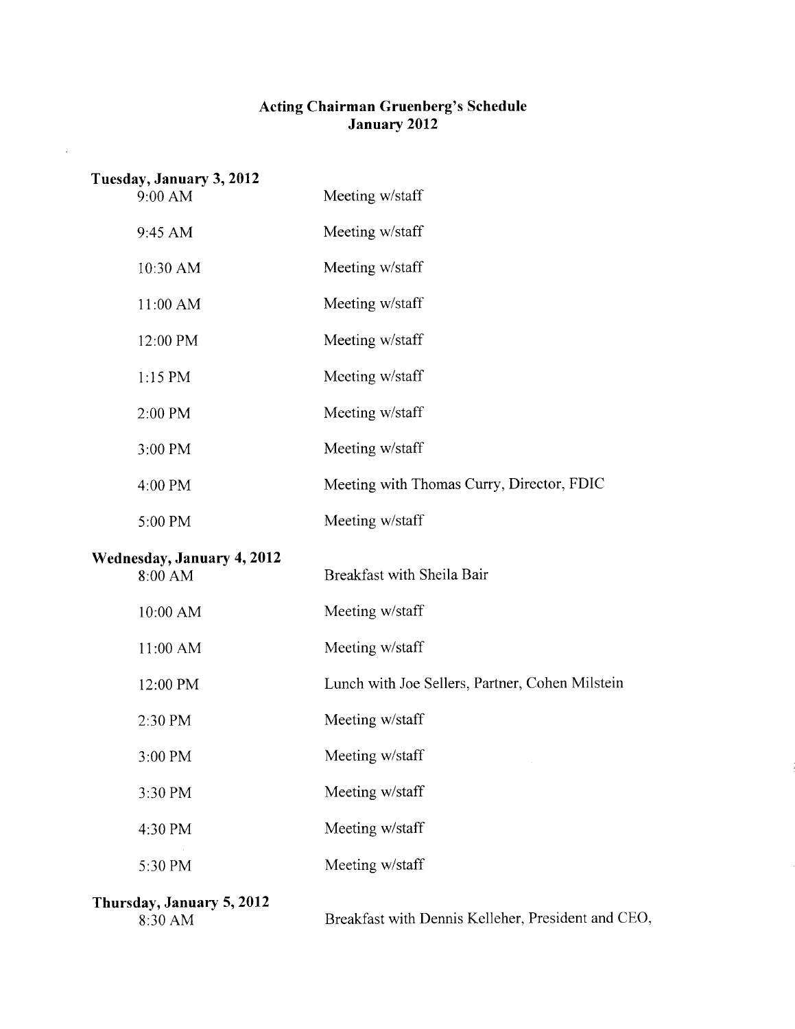# Acting Chairman Gruenberg's Schedule
## January 2012

**Tuesday, January 3, 2012**

| | |
|---|---|
| 9:00 AM | Meeting w/staff |
| 9:45 AM | Meeting w/staff |
| 10:30 AM | Meeting w/staff |
| 11:00 AM | Meeting w/staff |
| 12:00 PM | Meeting w/staff |
| 1:15 PM | Meeting w/staff |
| 2:00 PM | Meeting w/staff |
| 3:00 PM | Meeting w/staff |
| 4:00 PM | Meeting with Thomas Curry, Director, FDIC |
| 5:00 PM | Meeting w/staff |

**Wednesday, January 4, 2012**

| | |
|---|---|
| 8:00 AM | Breakfast with Sheila Bair |
| 10:00 AM | Meeting w/staff |
| 11:00 AM | Meeting w/staff |
| 12:00 PM | Lunch with Joe Sellers, Partner, Cohen Milstein |
| 2:30 PM | Meeting w/staff |
| 3:00 PM | Meeting w/staff |
| 3:30 PM | Meeting w/staff |
| 4:30 PM | Meeting w/staff |
| 5:30 PM | Meeting w/staff |

**Thursday, January 5, 2012**

| | |
|---|---|
| 8:30 AM | Breakfast with Dennis Kelleher, President and CEO, |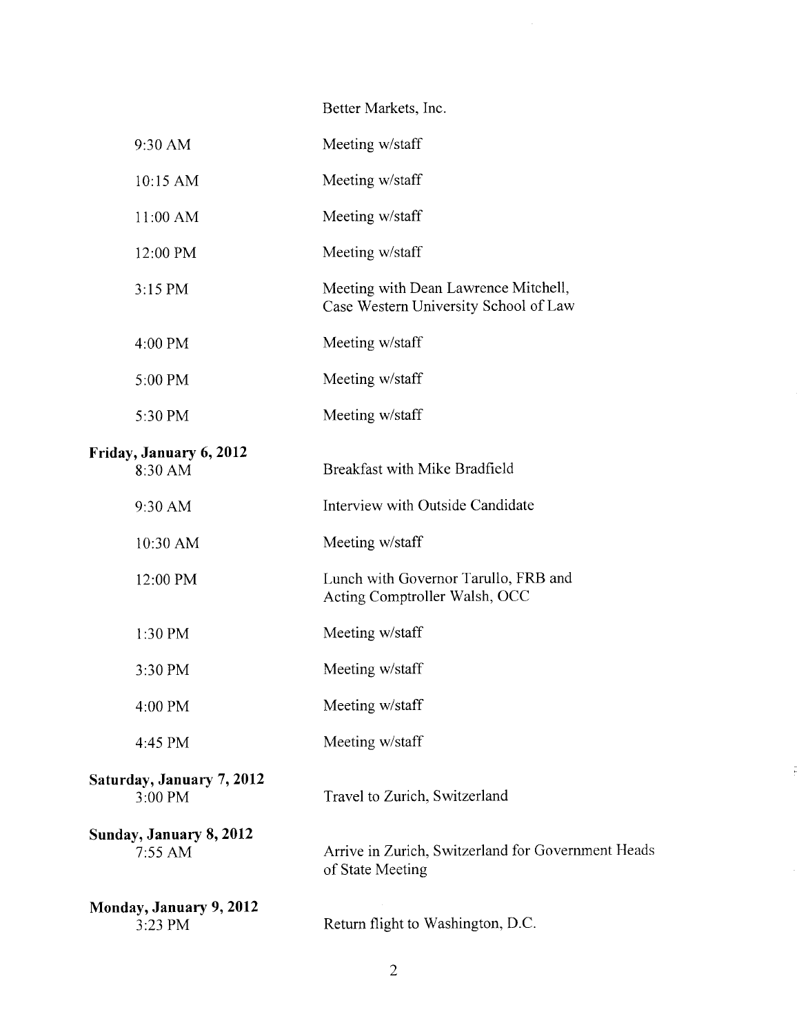| | |
|---|---|
| | Better Markets, Inc. |
| 9:30 AM | Meeting w/staff |
| 10:15 AM | Meeting w/staff |
| 11:00 AM | Meeting w/staff |
| 12:00 PM | Meeting w/staff |
| 3:15 PM | Meeting with Dean Lawrence Mitchell, Case Western University School of Law |
| 4:00 PM | Meeting w/staff |
| 5:00 PM | Meeting w/staff |
| 5:30 PM | Meeting w/staff |
| **Friday, January 6, 2012** | |
| 8:30 AM | Breakfast with Mike Bradfield |
| 9:30 AM | Interview with Outside Candidate |
| 10:30 AM | Meeting w/staff |
| 12:00 PM | Lunch with Governor Tarullo, FRB and Acting Comptroller Walsh, OCC |
| 1:30 PM | Meeting w/staff |
| 3:30 PM | Meeting w/staff |
| 4:00 PM | Meeting w/staff |
| 4:45 PM | Meeting w/staff |
| **Saturday, January 7, 2012** | |
| 3:00 PM | Travel to Zurich, Switzerland |
| **Sunday, January 8, 2012** | |
| 7:55 AM | Arrive in Zurich, Switzerland for Government Heads of State Meeting |
| **Monday, January 9, 2012** | |
| 3:23 PM | Return flight to Washington, D.C. |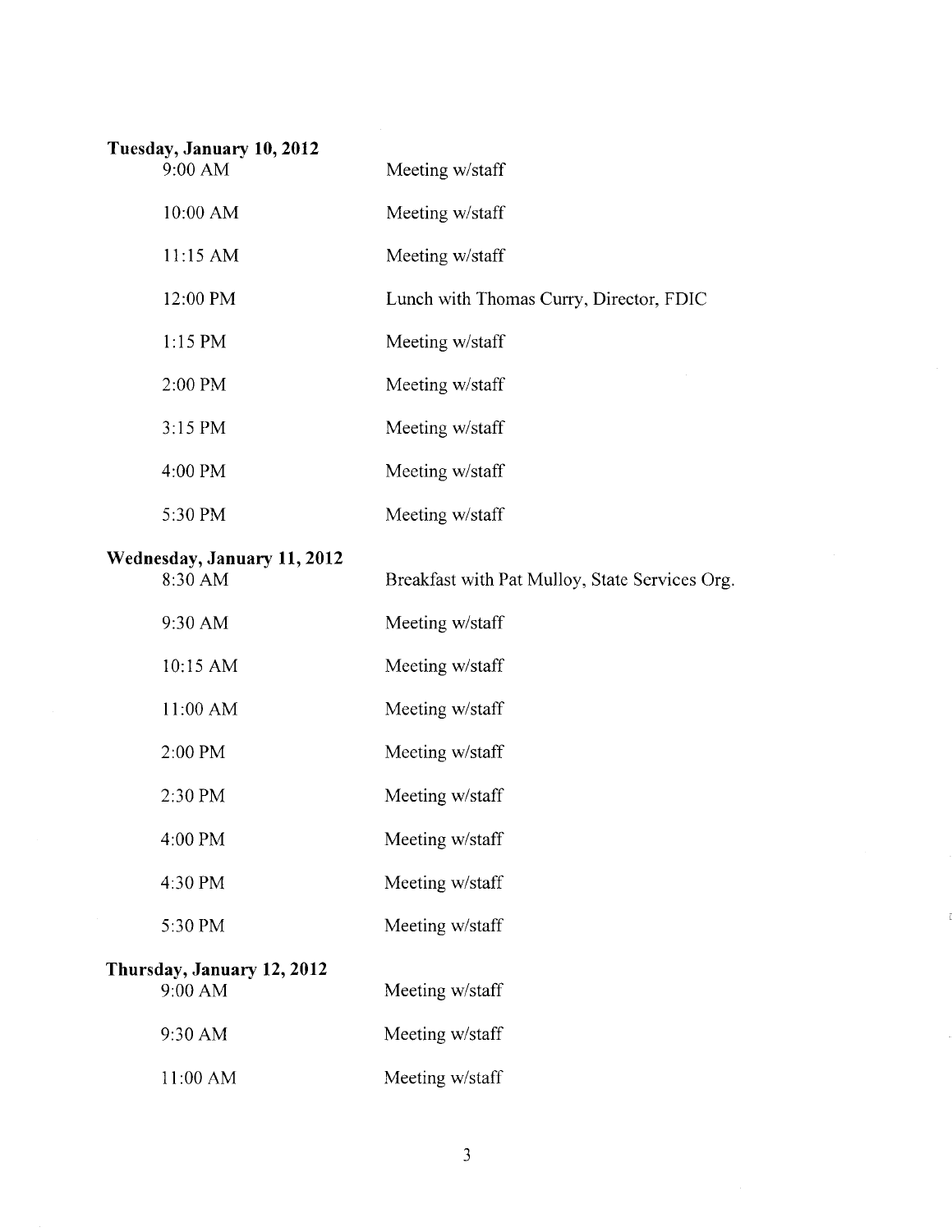**Tuesday, January 10, 2012**

| | |
|---|---|
| 9:00 AM | Meeting w/staff |
| 10:00 AM | Meeting w/staff |
| 11:15 AM | Meeting w/staff |
| 12:00 PM | Lunch with Thomas Curry, Director, FDIC |
| 1:15 PM | Meeting w/staff |
| 2:00 PM | Meeting w/staff |
| 3:15 PM | Meeting w/staff |
| 4:00 PM | Meeting w/staff |
| 5:30 PM | Meeting w/staff |

**Wednesday, January 11, 2012**

| | |
|---|---|
| 8:30 AM | Breakfast with Pat Mulloy, State Services Org. |
| 9:30 AM | Meeting w/staff |
| 10:15 AM | Meeting w/staff |
| 11:00 AM | Meeting w/staff |
| 2:00 PM | Meeting w/staff |
| 2:30 PM | Meeting w/staff |
| 4:00 PM | Meeting w/staff |
| 4:30 PM | Meeting w/staff |
| 5:30 PM | Meeting w/staff |

**Thursday, January 12, 2012**

| | |
|---|---|
| 9:00 AM | Meeting w/staff |
| 9:30 AM | Meeting w/staff |
| 11:00 AM | Meeting w/staff |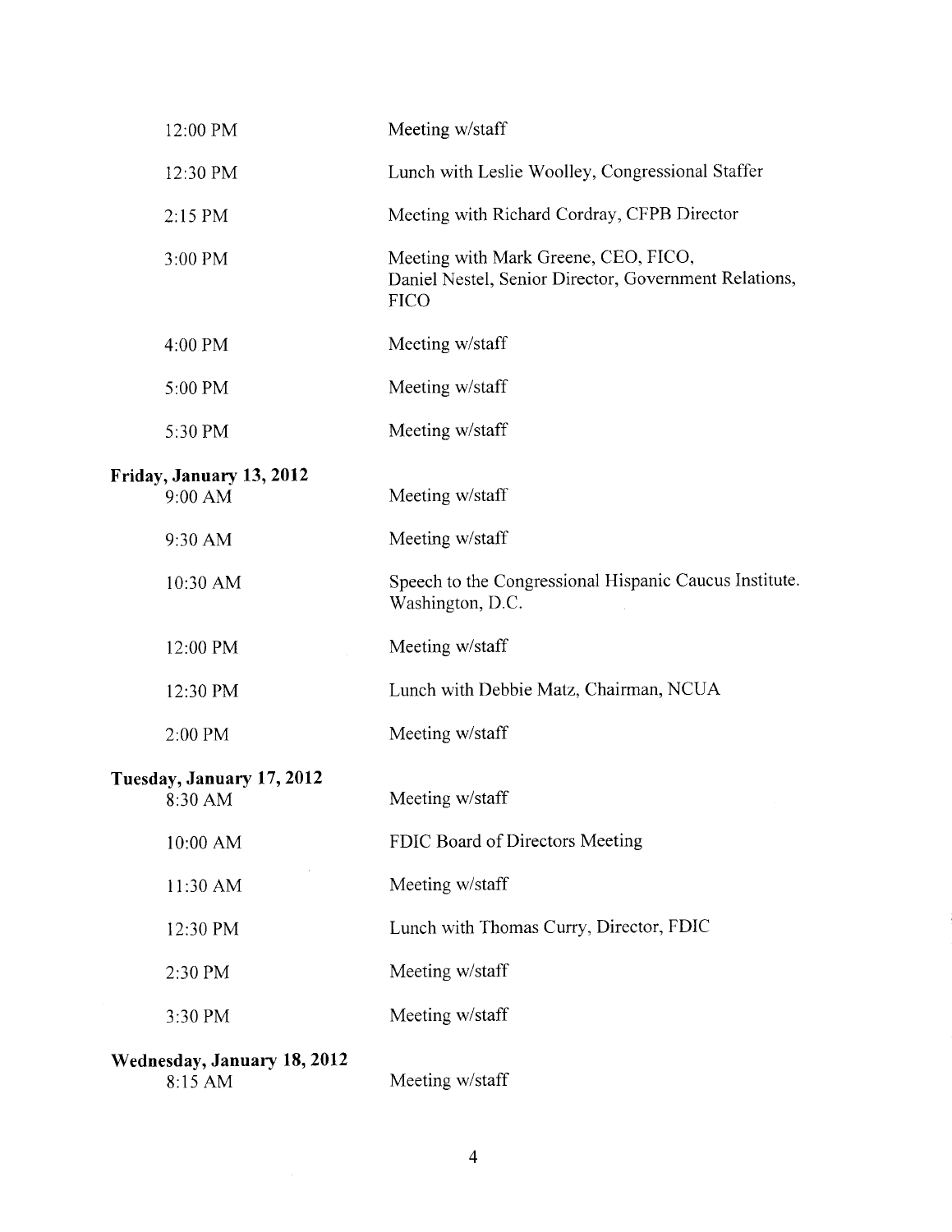| | |
|---|---|
| 12:00 PM | Meeting w/staff |
| 12:30 PM | Lunch with Leslie Woolley, Congressional Staffer |
| 2:15 PM | Meeting with Richard Cordray, CFPB Director |
| 3:00 PM | Meeting with Mark Greene, CEO, FICO, Daniel Nestel, Senior Director, Government Relations, FICO |
| 4:00 PM | Meeting w/staff |
| 5:00 PM | Meeting w/staff |
| 5:30 PM | Meeting w/staff |

**Friday, January 13, 2012**

| | |
|---|---|
| 9:00 AM | Meeting w/staff |
| 9:30 AM | Meeting w/staff |
| 10:30 AM | Speech to the Congressional Hispanic Caucus Institute. Washington, D.C. |
| 12:00 PM | Meeting w/staff |
| 12:30 PM | Lunch with Debbie Matz, Chairman, NCUA |
| 2:00 PM | Meeting w/staff |

**Tuesday, January 17, 2012**

| | |
|---|---|
| 8:30 AM | Meeting w/staff |
| 10:00 AM | FDIC Board of Directors Meeting |
| 11:30 AM | Meeting w/staff |
| 12:30 PM | Lunch with Thomas Curry, Director, FDIC |
| 2:30 PM | Meeting w/staff |
| 3:30 PM | Meeting w/staff |

**Wednesday, January 18, 2012**

| | |
|---|---|
| 8:15 AM | Meeting w/staff |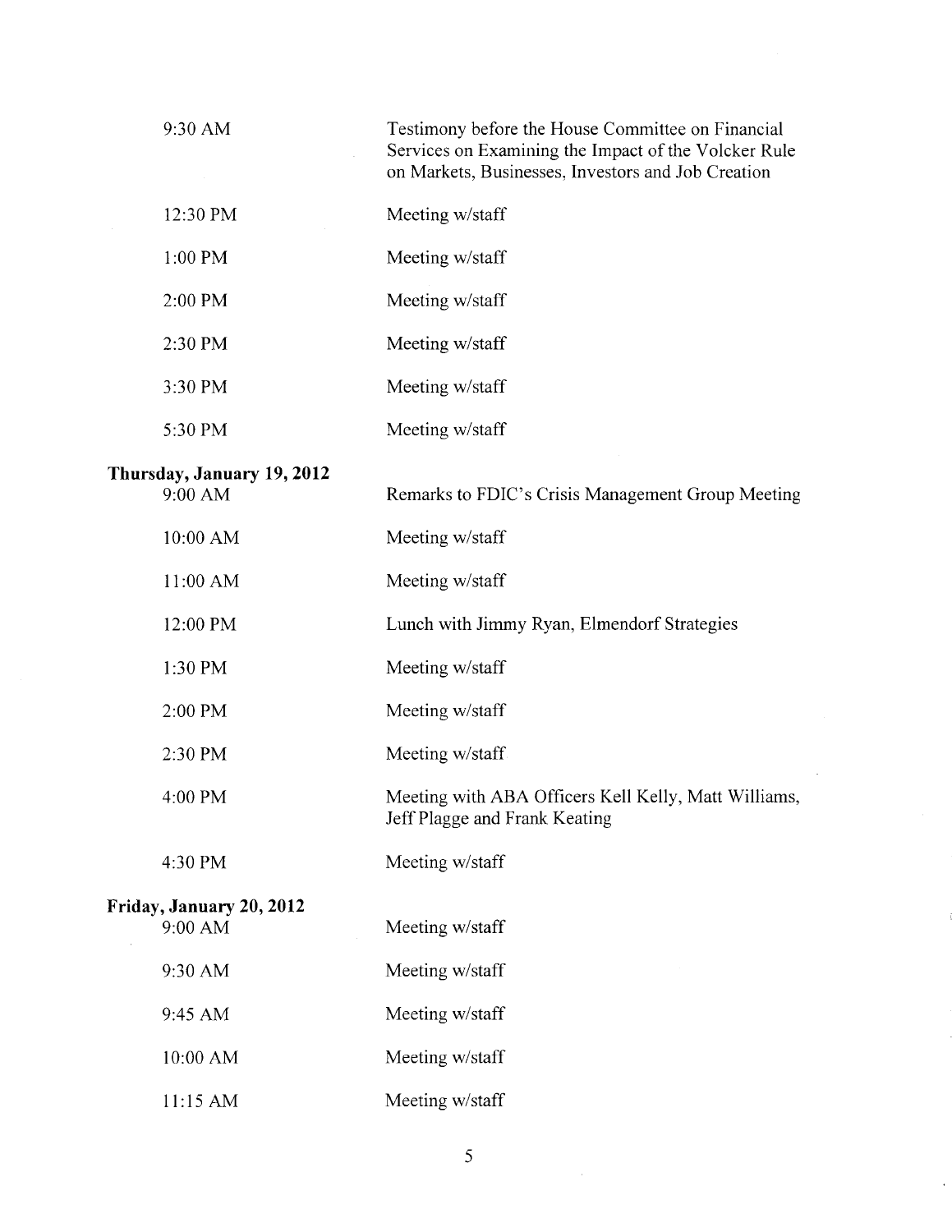| | |
|---|---|
| 9:30 AM | Testimony before the House Committee on Financial Services on Examining the Impact of the Volcker Rule on Markets, Businesses, Investors and Job Creation |
| 12:30 PM | Meeting w/staff |
| 1:00 PM | Meeting w/staff |
| 2:00 PM | Meeting w/staff |
| 2:30 PM | Meeting w/staff |
| 3:30 PM | Meeting w/staff |
| 5:30 PM | Meeting w/staff |

**Thursday, January 19, 2012**

| | |
|---|---|
| 9:00 AM | Remarks to FDIC's Crisis Management Group Meeting |
| 10:00 AM | Meeting w/staff |
| 11:00 AM | Meeting w/staff |
| 12:00 PM | Lunch with Jimmy Ryan, Elmendorf Strategies |
| 1:30 PM | Meeting w/staff |
| 2:00 PM | Meeting w/staff |
| 2:30 PM | Meeting w/staff |
| 4:00 PM | Meeting with ABA Officers Kell Kelly, Matt Williams, Jeff Plagge and Frank Keating |
| 4:30 PM | Meeting w/staff |

**Friday, January 20, 2012**

| | |
|---|---|
| 9:00 AM | Meeting w/staff |
| 9:30 AM | Meeting w/staff |
| 9:45 AM | Meeting w/staff |
| 10:00 AM | Meeting w/staff |
| 11:15 AM | Meeting w/staff |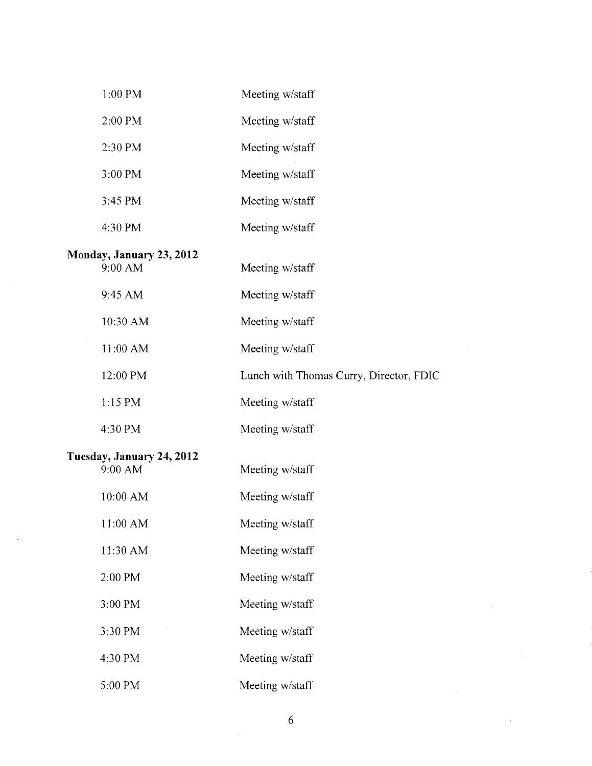| | |
|---|---|
| 1:00 PM | Meeting w/staff |
| 2:00 PM | Meeting w/staff |
| 2:30 PM | Meeting w/staff |
| 3:00 PM | Meeting w/staff |
| 3:45 PM | Meeting w/staff |
| 4:30 PM | Meeting w/staff |

**Monday, January 23, 2012**

| | |
|---|---|
| 9:00 AM | Meeting w/staff |
| 9:45 AM | Meeting w/staff |
| 10:30 AM | Meeting w/staff |
| 11:00 AM | Meeting w/staff |
| 12:00 PM | Lunch with Thomas Curry, Director, FDIC |
| 1:15 PM | Meeting w/staff |
| 4:30 PM | Meeting w/staff |

**Tuesday, January 24, 2012**

| | |
|---|---|
| 9:00 AM | Meeting w/staff |
| 10:00 AM | Meeting w/staff |
| 11:00 AM | Meeting w/staff |
| 11:30 AM | Meeting w/staff |
| 2:00 PM | Meeting w/staff |
| 3:00 PM | Meeting w/staff |
| 3:30 PM | Meeting w/staff |
| 4:30 PM | Meeting w/staff |
| 5:00 PM | Meeting w/staff |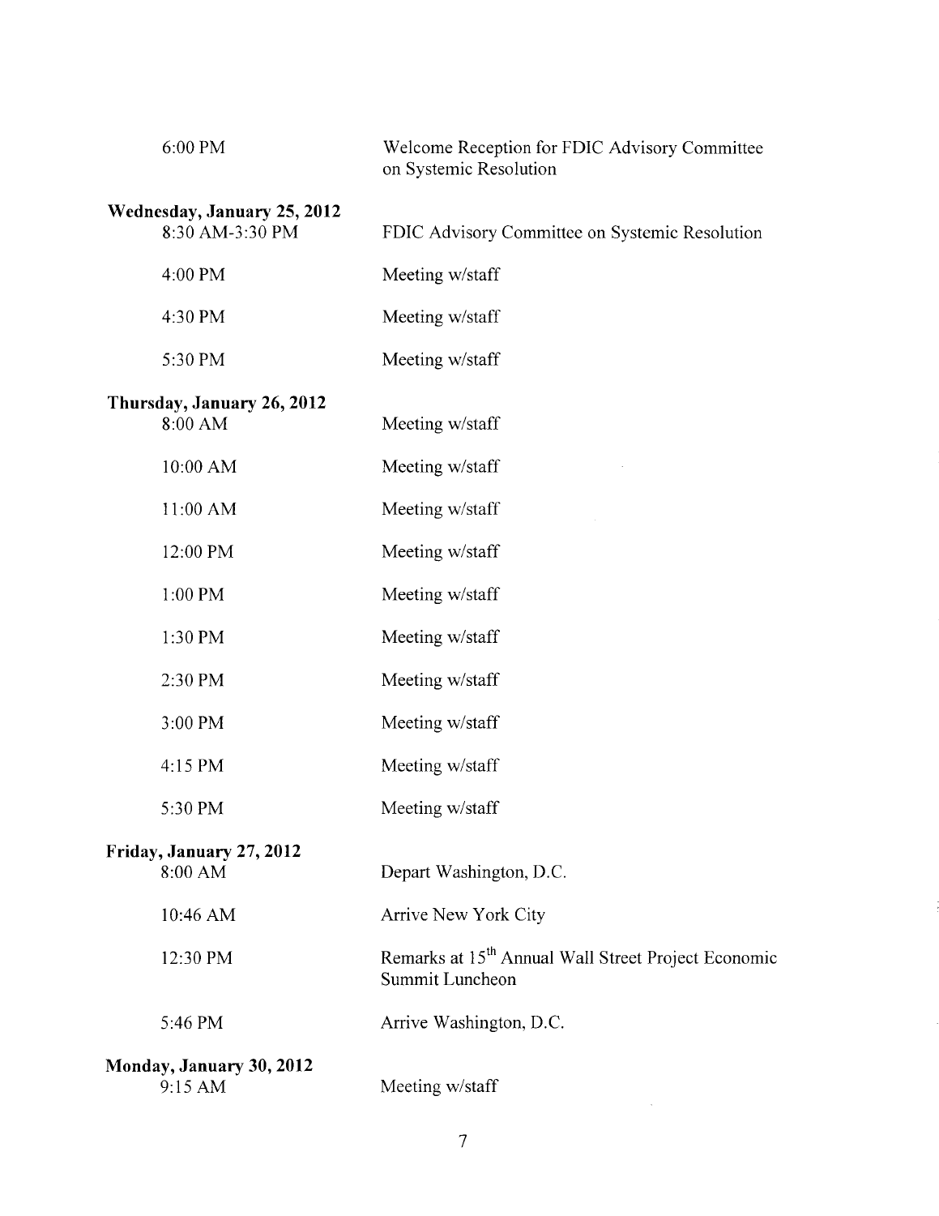| | |
|---|---|
| 6:00 PM | Welcome Reception for FDIC Advisory Committee on Systemic Resolution |

**Wednesday, January 25, 2012**

| | |
|---|---|
| 8:30 AM-3:30 PM | FDIC Advisory Committee on Systemic Resolution |
| 4:00 PM | Meeting w/staff |
| 4:30 PM | Meeting w/staff |
| 5:30 PM | Meeting w/staff |

**Thursday, January 26, 2012**

| | |
|---|---|
| 8:00 AM | Meeting w/staff |
| 10:00 AM | Meeting w/staff |
| 11:00 AM | Meeting w/staff |
| 12:00 PM | Meeting w/staff |
| 1:00 PM | Meeting w/staff |
| 1:30 PM | Meeting w/staff |
| 2:30 PM | Meeting w/staff |
| 3:00 PM | Meeting w/staff |
| 4:15 PM | Meeting w/staff |
| 5:30 PM | Meeting w/staff |

**Friday, January 27, 2012**

| | |
|---|---|
| 8:00 AM | Depart Washington, D.C. |
| 10:46 AM | Arrive New York City |
| 12:30 PM | Remarks at 15th Annual Wall Street Project Economic Summit Luncheon |
| 5:46 PM | Arrive Washington, D.C. |

**Monday, January 30, 2012**

| | |
|---|---|
| 9:15 AM | Meeting w/staff |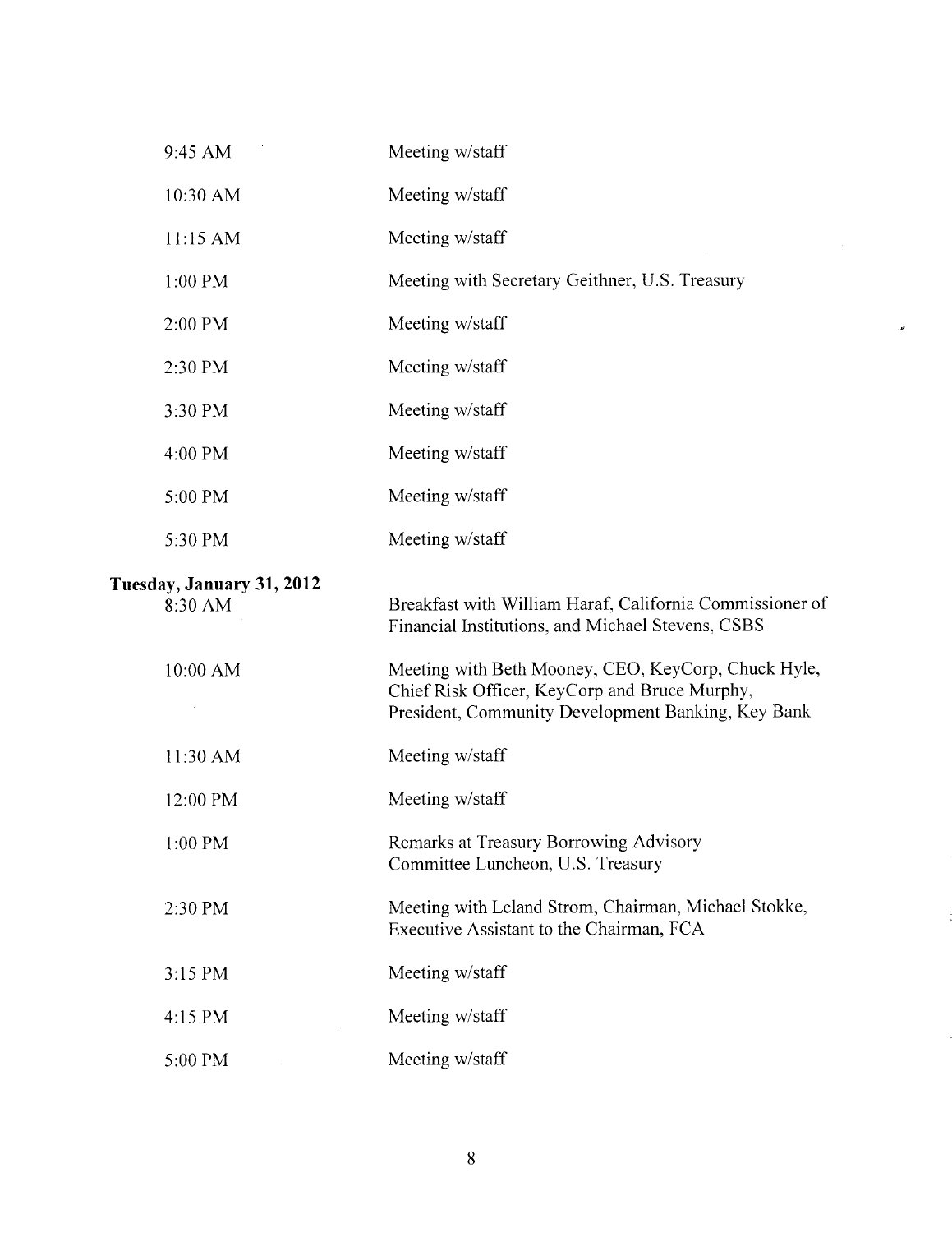| | |
|---|---|
| 9:45 AM | Meeting w/staff |
| 10:30 AM | Meeting w/staff |
| 11:15 AM | Meeting w/staff |
| 1:00 PM | Meeting with Secretary Geithner, U.S. Treasury |
| 2:00 PM | Meeting w/staff |
| 2:30 PM | Meeting w/staff |
| 3:30 PM | Meeting w/staff |
| 4:00 PM | Meeting w/staff |
| 5:00 PM | Meeting w/staff |
| 5:30 PM | Meeting w/staff |

**Tuesday, January 31, 2012**

| | |
|---|---|
| 8:30 AM | Breakfast with William Haraf, California Commissioner of Financial Institutions, and Michael Stevens, CSBS |
| 10:00 AM | Meeting with Beth Mooney, CEO, KeyCorp, Chuck Hyle, Chief Risk Officer, KeyCorp and Bruce Murphy, President, Community Development Banking, Key Bank |
| 11:30 AM | Meeting w/staff |
| 12:00 PM | Meeting w/staff |
| 1:00 PM | Remarks at Treasury Borrowing Advisory Committee Luncheon, U.S. Treasury |
| 2:30 PM | Meeting with Leland Strom, Chairman, Michael Stokke, Executive Assistant to the Chairman, FCA |
| 3:15 PM | Meeting w/staff |
| 4:15 PM | Meeting w/staff |
| 5:00 PM | Meeting w/staff |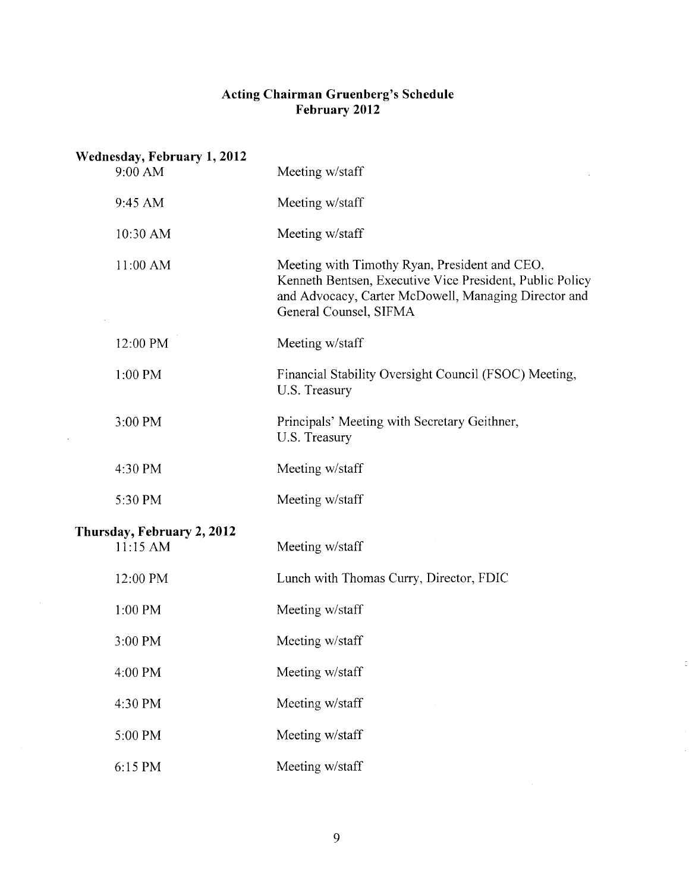# Acting Chairman Gruenberg's Schedule
## February 2012

**Wednesday, February 1, 2012**

| | |
|---|---|
| 9:00 AM | Meeting w/staff |
| 9:45 AM | Meeting w/staff |
| 10:30 AM | Meeting w/staff |
| 11:00 AM | Meeting with Timothy Ryan, President and CEO, Kenneth Bentsen, Executive Vice President, Public Policy and Advocacy, Carter McDowell, Managing Director and General Counsel, SIFMA |
| 12:00 PM | Meeting w/staff |
| 1:00 PM | Financial Stability Oversight Council (FSOC) Meeting, U.S. Treasury |
| 3:00 PM | Principals' Meeting with Secretary Geithner, U.S. Treasury |
| 4:30 PM | Meeting w/staff |
| 5:30 PM | Meeting w/staff |

**Thursday, February 2, 2012**

| | |
|---|---|
| 11:15 AM | Meeting w/staff |
| 12:00 PM | Lunch with Thomas Curry, Director, FDIC |
| 1:00 PM | Meeting w/staff |
| 3:00 PM | Meeting w/staff |
| 4:00 PM | Meeting w/staff |
| 4:30 PM | Meeting w/staff |
| 5:00 PM | Meeting w/staff |
| 6:15 PM | Meeting w/staff |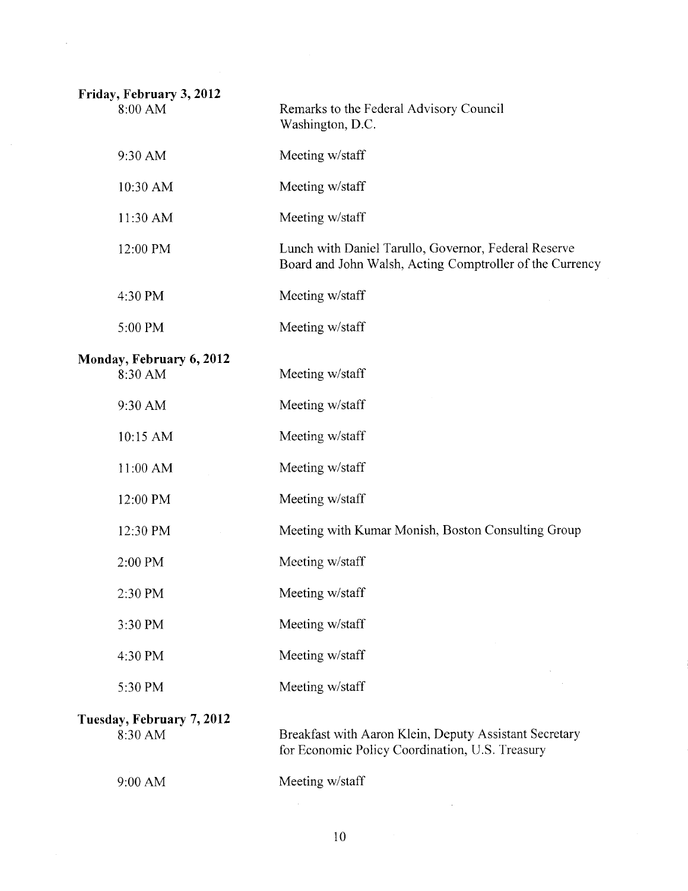**Friday, February 3, 2012**

| | |
|---|---|
| 8:00 AM | Remarks to the Federal Advisory Council<br>Washington, D.C. |
| 9:30 AM | Meeting w/staff |
| 10:30 AM | Meeting w/staff |
| 11:30 AM | Meeting w/staff |
| 12:00 PM | Lunch with Daniel Tarullo, Governor, Federal Reserve Board and John Walsh, Acting Comptroller of the Currency |
| 4:30 PM | Meeting w/staff |
| 5:00 PM | Meeting w/staff |

**Monday, February 6, 2012**

| | |
|---|---|
| 8:30 AM | Meeting w/staff |
| 9:30 AM | Meeting w/staff |
| 10:15 AM | Meeting w/staff |
| 11:00 AM | Meeting w/staff |
| 12:00 PM | Meeting w/staff |
| 12:30 PM | Meeting with Kumar Monish, Boston Consulting Group |
| 2:00 PM | Meeting w/staff |
| 2:30 PM | Meeting w/staff |
| 3:30 PM | Meeting w/staff |
| 4:30 PM | Meeting w/staff |
| 5:30 PM | Meeting w/staff |

**Tuesday, February 7, 2012**

| | |
|---|---|
| 8:30 AM | Breakfast with Aaron Klein, Deputy Assistant Secretary for Economic Policy Coordination, U.S. Treasury |
| 9:00 AM | Meeting w/staff |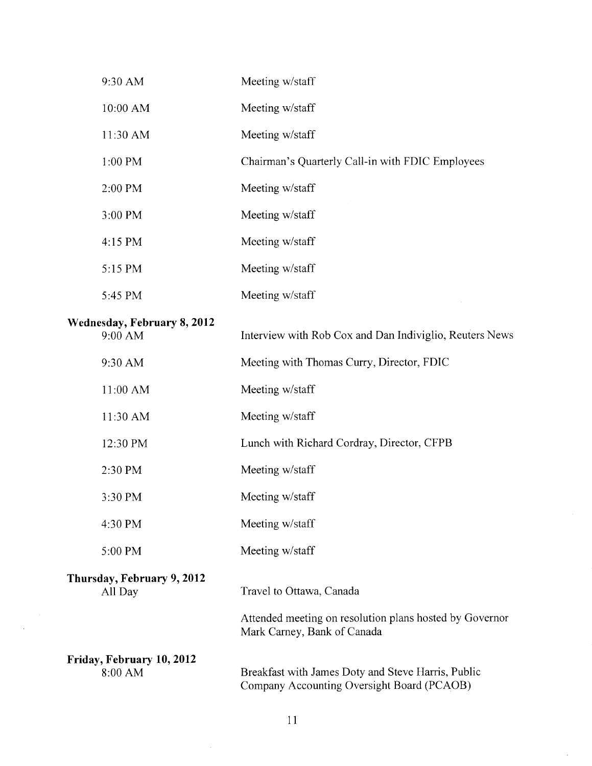| | |
|---|---|
| 9:30 AM | Meeting w/staff |
| 10:00 AM | Meeting w/staff |
| 11:30 AM | Meeting w/staff |
| 1:00 PM | Chairman's Quarterly Call-in with FDIC Employees |
| 2:00 PM | Meeting w/staff |
| 3:00 PM | Meeting w/staff |
| 4:15 PM | Meeting w/staff |
| 5:15 PM | Meeting w/staff |
| 5:45 PM | Meeting w/staff |

**Wednesday, February 8, 2012**

| | |
|---|---|
| 9:00 AM | Interview with Rob Cox and Dan Indiviglio, Reuters News |
| 9:30 AM | Meeting with Thomas Curry, Director, FDIC |
| 11:00 AM | Meeting w/staff |
| 11:30 AM | Meeting w/staff |
| 12:30 PM | Lunch with Richard Cordray, Director, CFPB |
| 2:30 PM | Meeting w/staff |
| 3:30 PM | Meeting w/staff |
| 4:30 PM | Meeting w/staff |
| 5:00 PM | Meeting w/staff |

**Thursday, February 9, 2012**

| | |
|---|---|
| All Day | Travel to Ottawa, Canada |
| | Attended meeting on resolution plans hosted by Governor Mark Carney, Bank of Canada |

**Friday, February 10, 2012**

| | |
|---|---|
| 8:00 AM | Breakfast with James Doty and Steve Harris, Public Company Accounting Oversight Board (PCAOB) |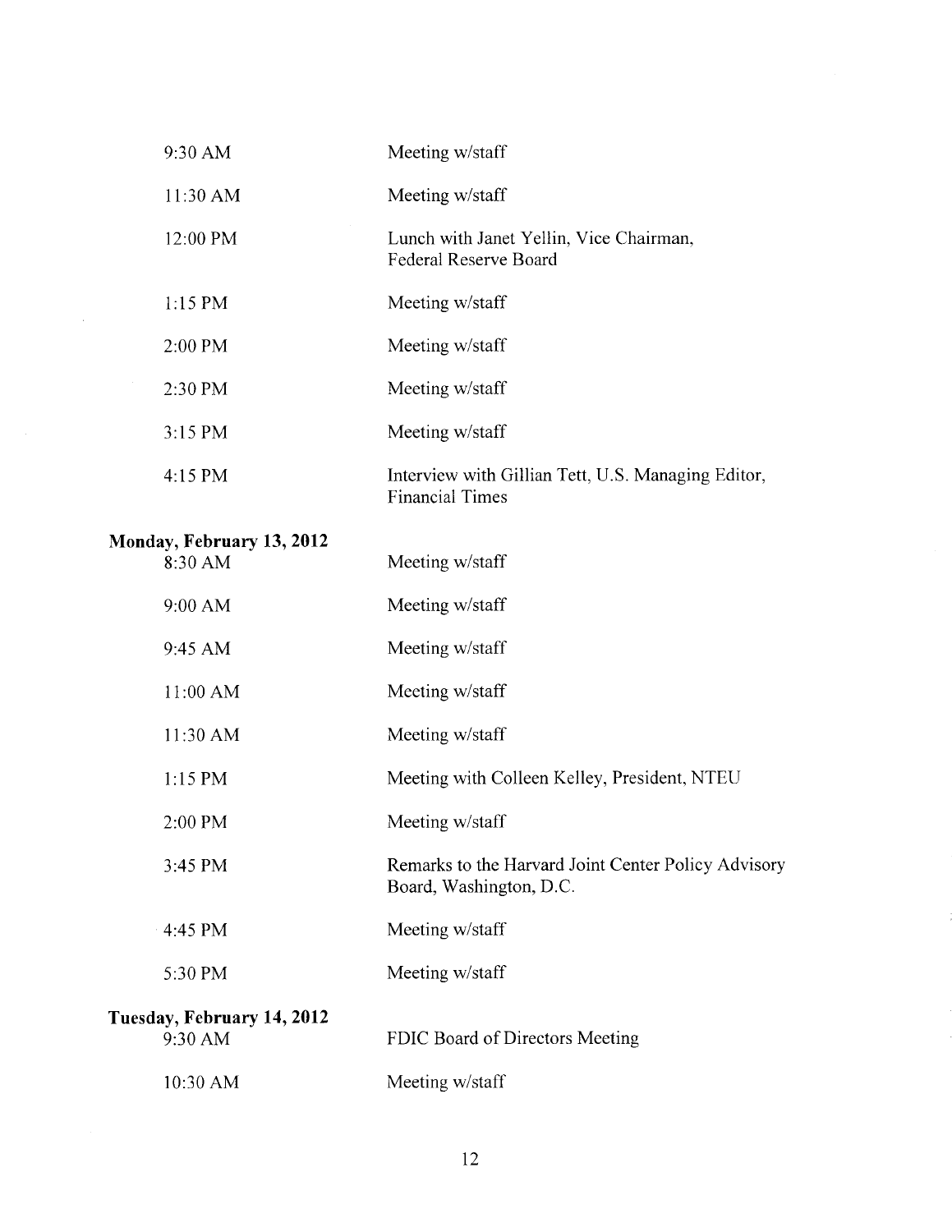| | |
|---|---|
| 9:30 AM | Meeting w/staff |
| 11:30 AM | Meeting w/staff |
| 12:00 PM | Lunch with Janet Yellin, Vice Chairman, Federal Reserve Board |
| 1:15 PM | Meeting w/staff |
| 2:00 PM | Meeting w/staff |
| 2:30 PM | Meeting w/staff |
| 3:15 PM | Meeting w/staff |
| 4:15 PM | Interview with Gillian Tett, U.S. Managing Editor, Financial Times |

**Monday, February 13, 2012**

| | |
|---|---|
| 8:30 AM | Meeting w/staff |
| 9:00 AM | Meeting w/staff |
| 9:45 AM | Meeting w/staff |
| 11:00 AM | Meeting w/staff |
| 11:30 AM | Meeting w/staff |
| 1:15 PM | Meeting with Colleen Kelley, President, NTEU |
| 2:00 PM | Meeting w/staff |
| 3:45 PM | Remarks to the Harvard Joint Center Policy Advisory Board, Washington, D.C. |
| 4:45 PM | Meeting w/staff |
| 5:30 PM | Meeting w/staff |

**Tuesday, February 14, 2012**

| | |
|---|---|
| 9:30 AM | FDIC Board of Directors Meeting |
| 10:30 AM | Meeting w/staff |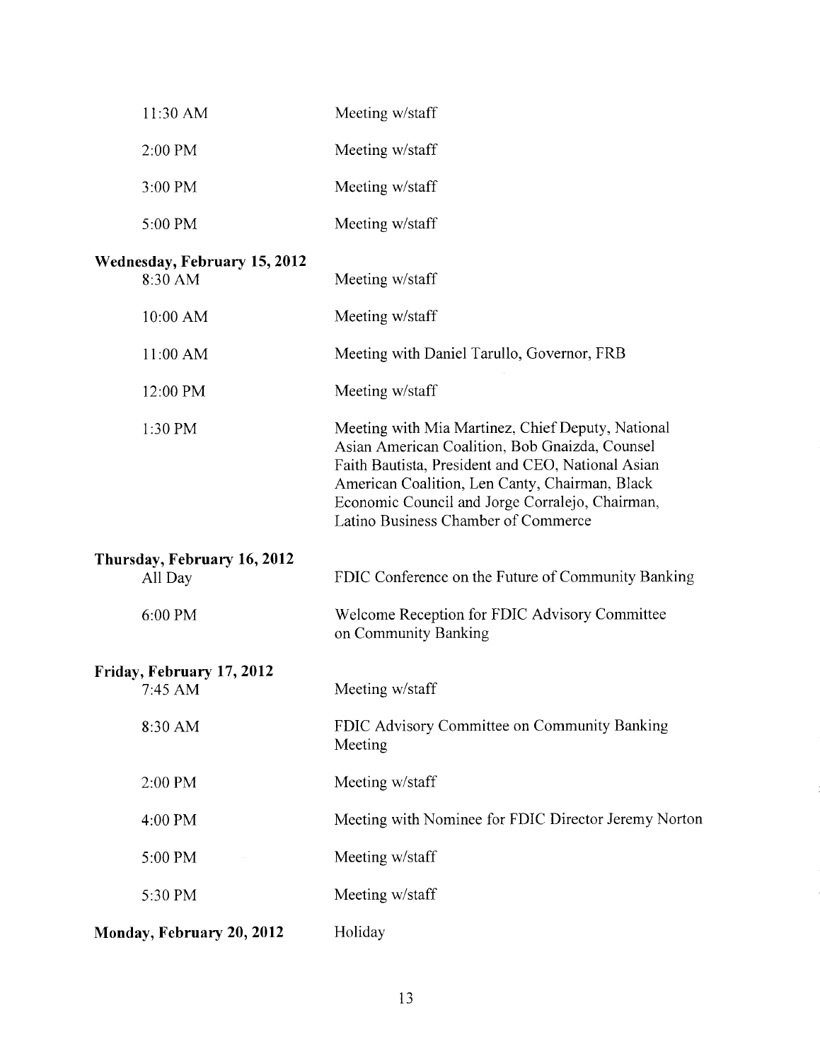| | |
|---|---|
| 11:30 AM | Meeting w/staff |
| 2:00 PM | Meeting w/staff |
| 3:00 PM | Meeting w/staff |
| 5:00 PM | Meeting w/staff |

**Wednesday, February 15, 2012**

| | |
|---|---|
| 8:30 AM | Meeting w/staff |
| 10:00 AM | Meeting w/staff |
| 11:00 AM | Meeting with Daniel Tarullo, Governor, FRB |
| 12:00 PM | Meeting w/staff |
| 1:30 PM | Meeting with Mia Martinez, Chief Deputy, National Asian American Coalition, Bob Gnaizda, Counsel Faith Bautista, President and CEO, National Asian American Coalition, Len Canty, Chairman, Black Economic Council and Jorge Corralejo, Chairman, Latino Business Chamber of Commerce |

**Thursday, February 16, 2012**

| | |
|---|---|
| All Day | FDIC Conference on the Future of Community Banking |
| 6:00 PM | Welcome Reception for FDIC Advisory Committee on Community Banking |

**Friday, February 17, 2012**

| | |
|---|---|
| 7:45 AM | Meeting w/staff |
| 8:30 AM | FDIC Advisory Committee on Community Banking Meeting |
| 2:00 PM | Meeting w/staff |
| 4:00 PM | Meeting with Nominee for FDIC Director Jeremy Norton |
| 5:00 PM | Meeting w/staff |
| 5:30 PM | Meeting w/staff |

**Monday, February 20, 2012** Holiday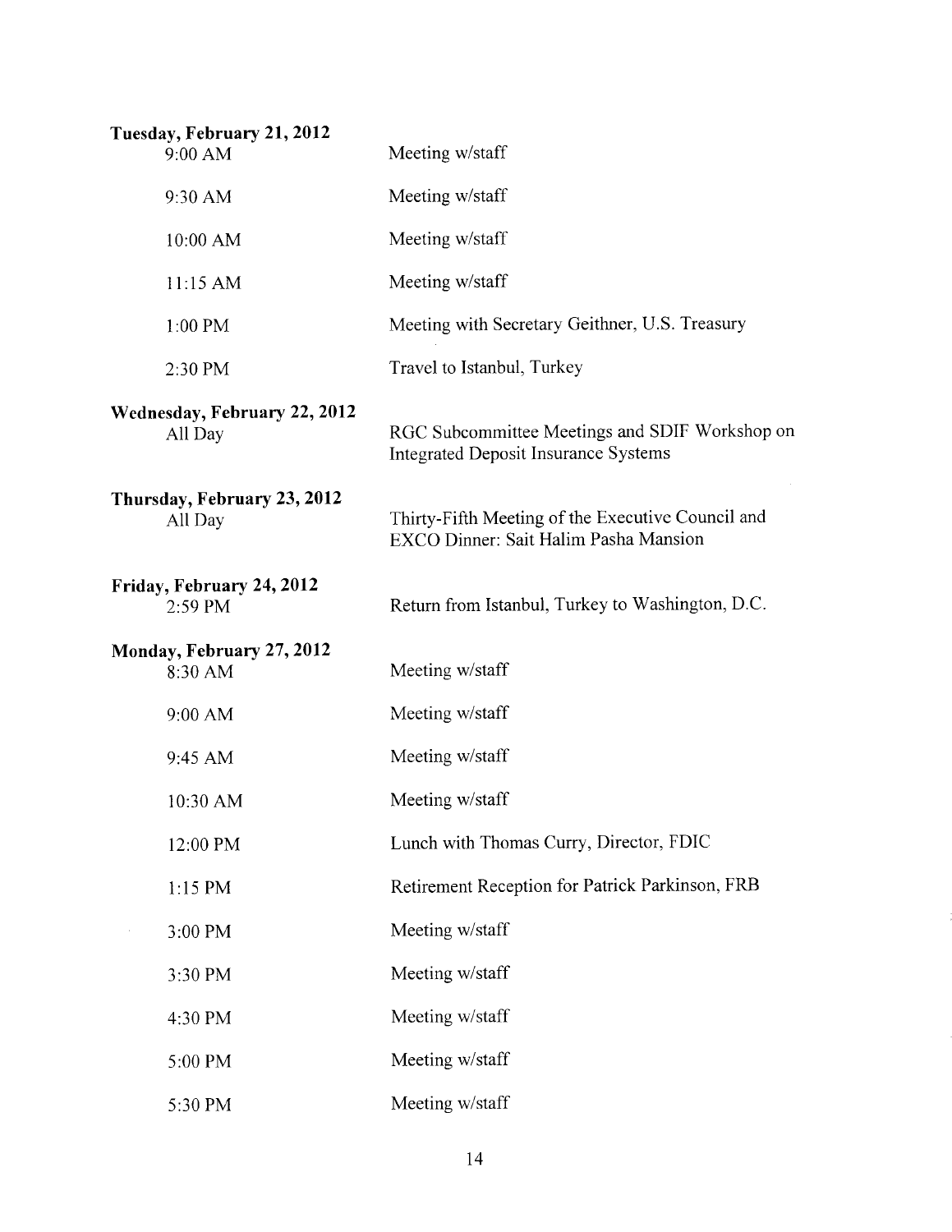**Tuesday, February 21, 2012**

| | |
|---|---|
| 9:00 AM | Meeting w/staff |
| 9:30 AM | Meeting w/staff |
| 10:00 AM | Meeting w/staff |
| 11:15 AM | Meeting w/staff |
| 1:00 PM | Meeting with Secretary Geithner, U.S. Treasury |
| 2:30 PM | Travel to Istanbul, Turkey |

**Wednesday, February 22, 2012**

| | |
|---|---|
| All Day | RGC Subcommittee Meetings and SDIF Workshop on Integrated Deposit Insurance Systems |

**Thursday, February 23, 2012**

| | |
|---|---|
| All Day | Thirty-Fifth Meeting of the Executive Council and EXCO Dinner: Sait Halim Pasha Mansion |

**Friday, February 24, 2012**

| | |
|---|---|
| 2:59 PM | Return from Istanbul, Turkey to Washington, D.C. |

**Monday, February 27, 2012**

| | |
|---|---|
| 8:30 AM | Meeting w/staff |
| 9:00 AM | Meeting w/staff |
| 9:45 AM | Meeting w/staff |
| 10:30 AM | Meeting w/staff |
| 12:00 PM | Lunch with Thomas Curry, Director, FDIC |
| 1:15 PM | Retirement Reception for Patrick Parkinson, FRB |
| 3:00 PM | Meeting w/staff |
| 3:30 PM | Meeting w/staff |
| 4:30 PM | Meeting w/staff |
| 5:00 PM | Meeting w/staff |
| 5:30 PM | Meeting w/staff |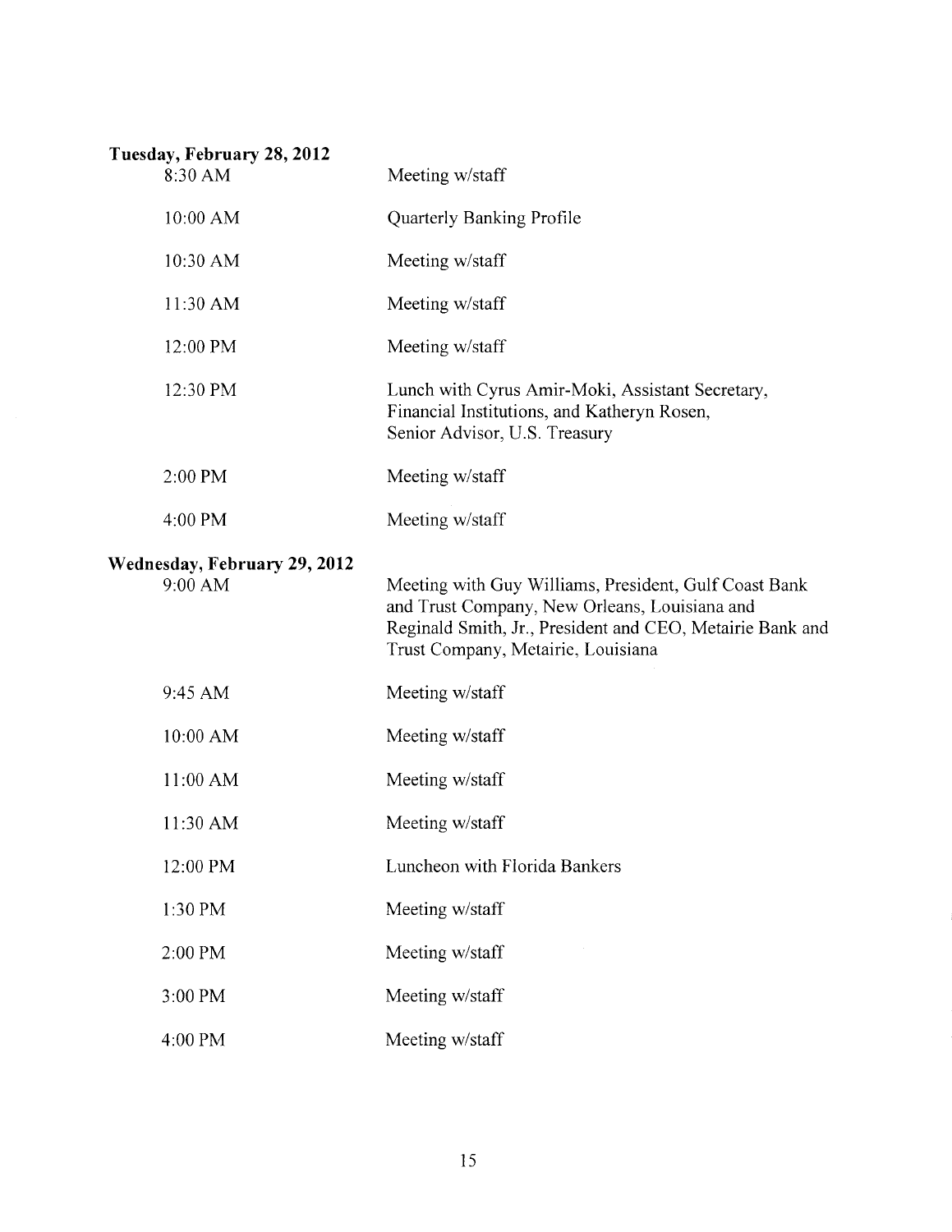**Tuesday, February 28, 2012**

| | |
|---|---|
| 8:30 AM | Meeting w/staff |
| 10:00 AM | Quarterly Banking Profile |
| 10:30 AM | Meeting w/staff |
| 11:30 AM | Meeting w/staff |
| 12:00 PM | Meeting w/staff |
| 12:30 PM | Lunch with Cyrus Amir-Moki, Assistant Secretary, Financial Institutions, and Katheryn Rosen, Senior Advisor, U.S. Treasury |
| 2:00 PM | Meeting w/staff |
| 4:00 PM | Meeting w/staff |

**Wednesday, February 29, 2012**

| | |
|---|---|
| 9:00 AM | Meeting with Guy Williams, President, Gulf Coast Bank and Trust Company, New Orleans, Louisiana and Reginald Smith, Jr., President and CEO, Metairie Bank and Trust Company, Metairie, Louisiana |
| 9:45 AM | Meeting w/staff |
| 10:00 AM | Meeting w/staff |
| 11:00 AM | Meeting w/staff |
| 11:30 AM | Meeting w/staff |
| 12:00 PM | Luncheon with Florida Bankers |
| 1:30 PM | Meeting w/staff |
| 2:00 PM | Meeting w/staff |
| 3:00 PM | Meeting w/staff |
| 4:00 PM | Meeting w/staff |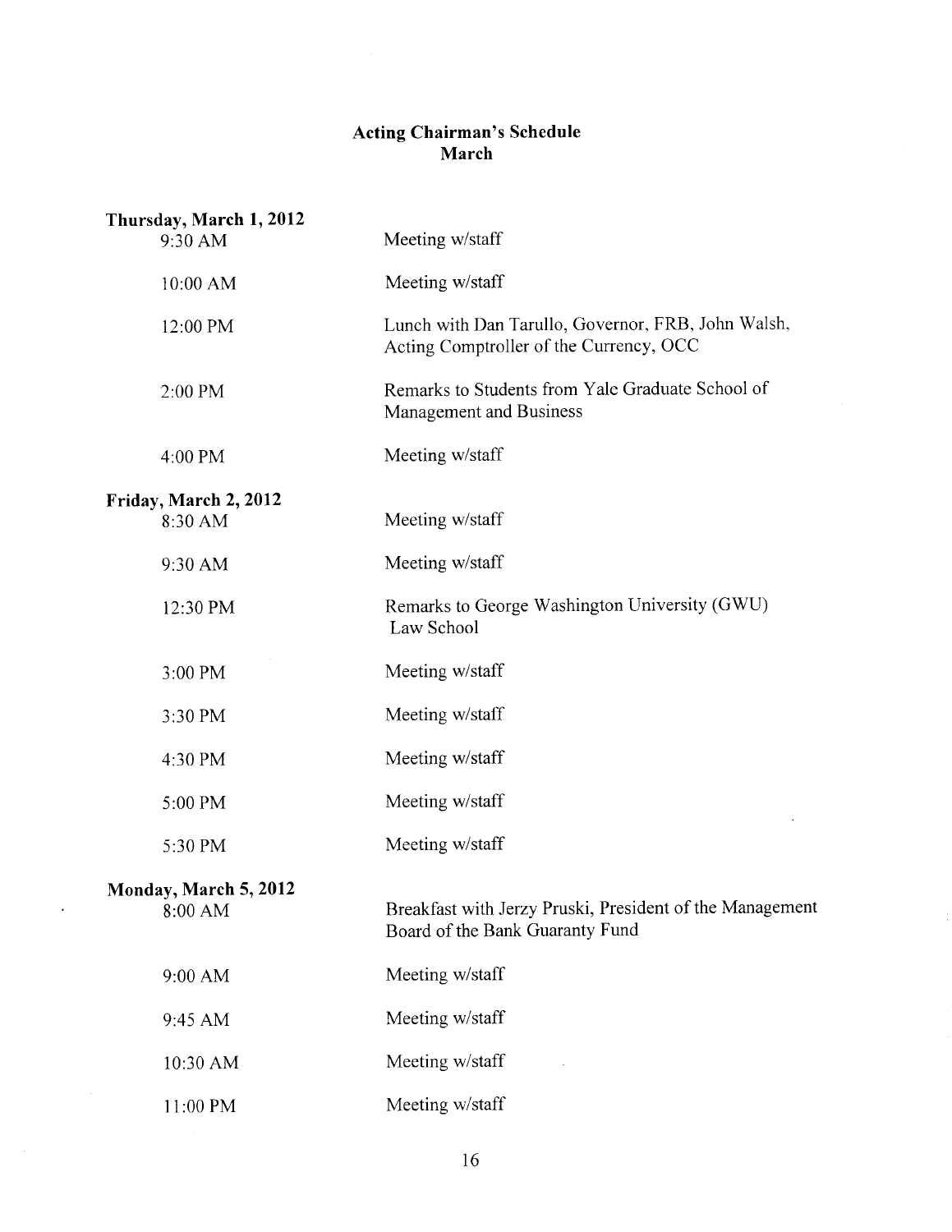# Acting Chairman's Schedule
## March

**Thursday, March 1, 2012**

| | |
|---|---|
| 9:30 AM | Meeting w/staff |
| 10:00 AM | Meeting w/staff |
| 12:00 PM | Lunch with Dan Tarullo, Governor, FRB, John Walsh, Acting Comptroller of the Currency, OCC |
| 2:00 PM | Remarks to Students from Yale Graduate School of Management and Business |
| 4:00 PM | Meeting w/staff |

**Friday, March 2, 2012**

| | |
|---|---|
| 8:30 AM | Meeting w/staff |
| 9:30 AM | Meeting w/staff |
| 12:30 PM | Remarks to George Washington University (GWU) Law School |
| 3:00 PM | Meeting w/staff |
| 3:30 PM | Meeting w/staff |
| 4:30 PM | Meeting w/staff |
| 5:00 PM | Meeting w/staff |
| 5:30 PM | Meeting w/staff |

**Monday, March 5, 2012**

| | |
|---|---|
| 8:00 AM | Breakfast with Jerzy Pruski, President of the Management Board of the Bank Guaranty Fund |
| 9:00 AM | Meeting w/staff |
| 9:45 AM | Meeting w/staff |
| 10:30 AM | Meeting w/staff |
| 11:00 PM | Meeting w/staff |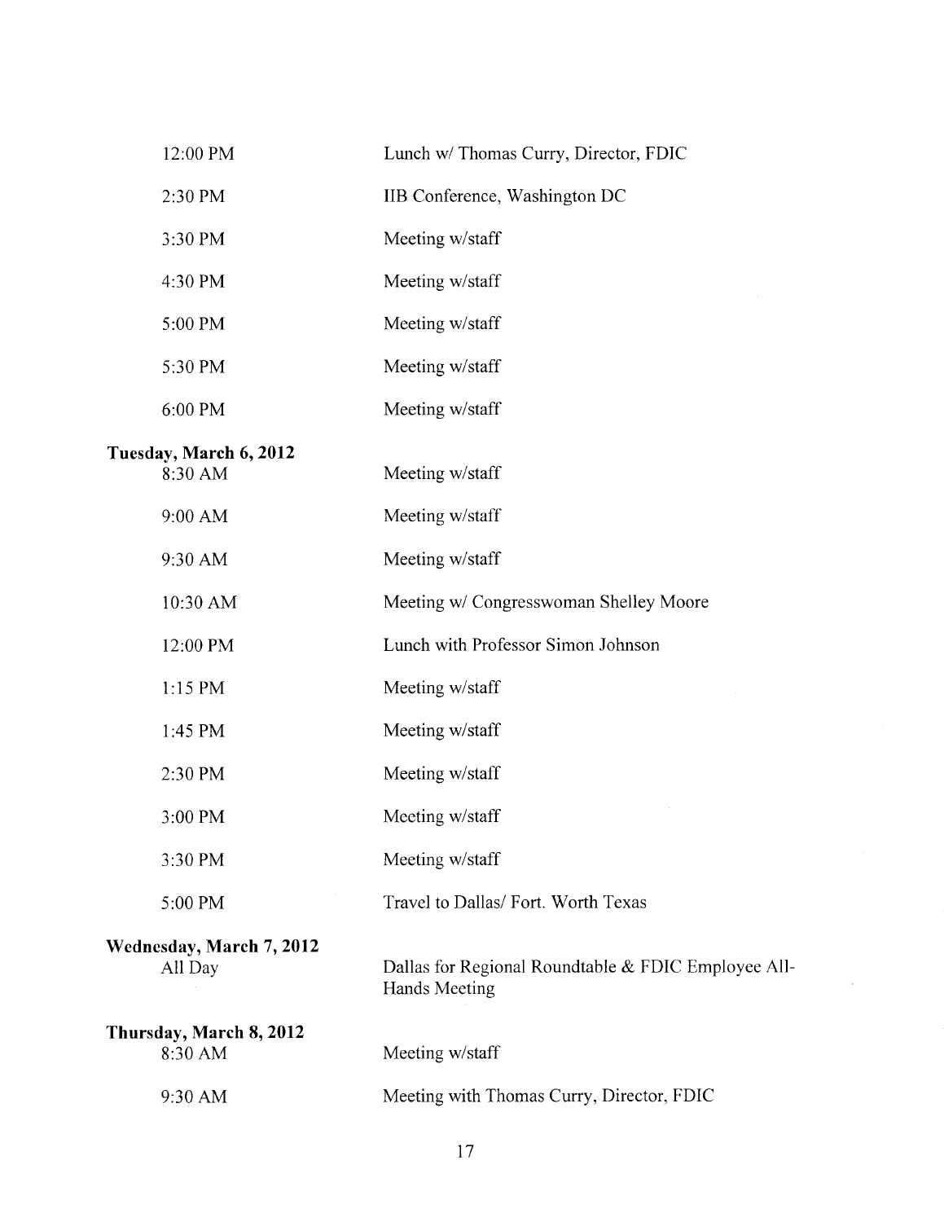| | |
|---|---|
| 12:00 PM | Lunch w/ Thomas Curry, Director, FDIC |
| 2:30 PM | IIB Conference, Washington DC |
| 3:30 PM | Meeting w/staff |
| 4:30 PM | Meeting w/staff |
| 5:00 PM | Meeting w/staff |
| 5:30 PM | Meeting w/staff |
| 6:00 PM | Meeting w/staff |
| **Tuesday, March 6, 2012** | |
| 8:30 AM | Meeting w/staff |
| 9:00 AM | Meeting w/staff |
| 9:30 AM | Meeting w/staff |
| 10:30 AM | Meeting w/ Congresswoman Shelley Moore |
| 12:00 PM | Lunch with Professor Simon Johnson |
| 1:15 PM | Meeting w/staff |
| 1:45 PM | Meeting w/staff |
| 2:30 PM | Meeting w/staff |
| 3:00 PM | Meeting w/staff |
| 3:30 PM | Meeting w/staff |
| 5:00 PM | Travel to Dallas/ Fort. Worth Texas |
| **Wednesday, March 7, 2012** | |
| All Day | Dallas for Regional Roundtable & FDIC Employee All-Hands Meeting |
| **Thursday, March 8, 2012** | |
| 8:30 AM | Meeting w/staff |
| 9:30 AM | Meeting with Thomas Curry, Director, FDIC |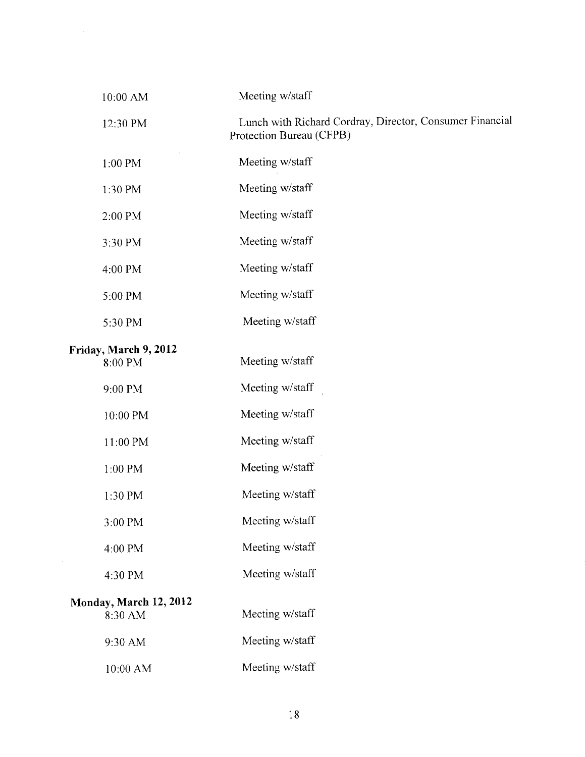| | |
|---|---|
| 10:00 AM | Meeting w/staff |
| 12:30 PM | Lunch with Richard Cordray, Director, Consumer Financial Protection Bureau (CFPB) |
| 1:00 PM | Meeting w/staff |
| 1:30 PM | Meeting w/staff |
| 2:00 PM | Meeting w/staff |
| 3:30 PM | Meeting w/staff |
| 4:00 PM | Meeting w/staff |
| 5:00 PM | Meeting w/staff |
| 5:30 PM | Meeting w/staff |

**Friday, March 9, 2012**

| | |
|---|---|
| 8:00 PM | Meeting w/staff |
| 9:00 PM | Meeting w/staff |
| 10:00 PM | Meeting w/staff |
| 11:00 PM | Meeting w/staff |
| 1:00 PM | Meeting w/staff |
| 1:30 PM | Meeting w/staff |
| 3:00 PM | Meeting w/staff |
| 4:00 PM | Meeting w/staff |
| 4:30 PM | Meeting w/staff |

**Monday, March 12, 2012**

| | |
|---|---|
| 8:30 AM | Meeting w/staff |
| 9:30 AM | Meeting w/staff |
| 10:00 AM | Meeting w/staff |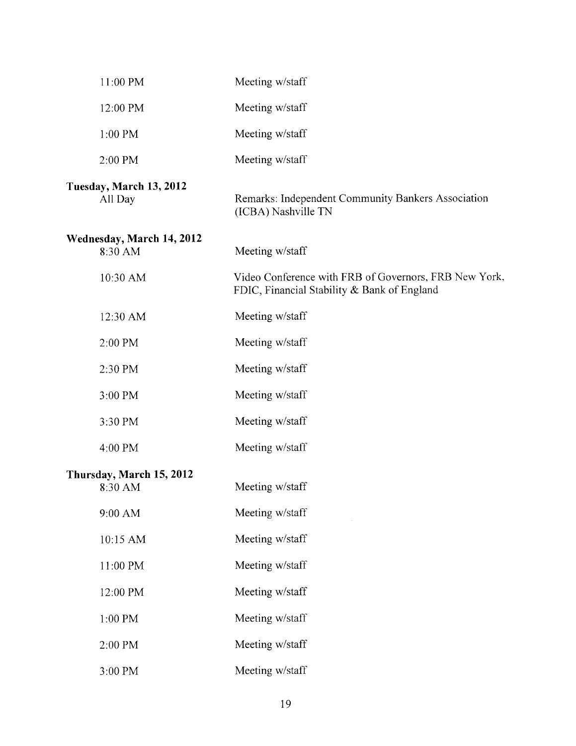| | |
|---|---|
| 11:00 PM | Meeting w/staff |
| 12:00 PM | Meeting w/staff |
| 1:00 PM | Meeting w/staff |
| 2:00 PM | Meeting w/staff |

**Tuesday, March 13, 2012**

| | |
|---|---|
| All Day | Remarks: Independent Community Bankers Association (ICBA) Nashville TN |

**Wednesday, March 14, 2012**

| | |
|---|---|
| 8:30 AM | Meeting w/staff |
| 10:30 AM | Video Conference with FRB of Governors, FRB New York, FDIC, Financial Stability & Bank of England |
| 12:30 AM | Meeting w/staff |
| 2:00 PM | Meeting w/staff |
| 2:30 PM | Meeting w/staff |
| 3:00 PM | Meeting w/staff |
| 3:30 PM | Meeting w/staff |
| 4:00 PM | Meeting w/staff |

**Thursday, March 15, 2012**

| | |
|---|---|
| 8:30 AM | Meeting w/staff |
| 9:00 AM | Meeting w/staff |
| 10:15 AM | Meeting w/staff |
| 11:00 PM | Meeting w/staff |
| 12:00 PM | Meeting w/staff |
| 1:00 PM | Meeting w/staff |
| 2:00 PM | Meeting w/staff |
| 3:00 PM | Meeting w/staff |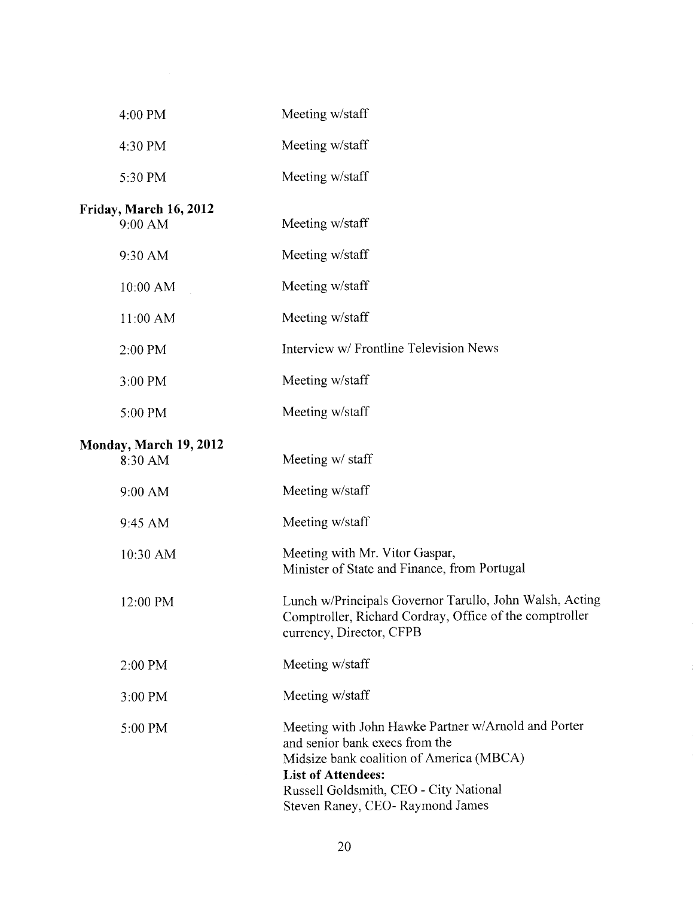| | |
|---|---|
| 4:00 PM | Meeting w/staff |
| 4:30 PM | Meeting w/staff |
| 5:30 PM | Meeting w/staff |

**Friday, March 16, 2012**

| | |
|---|---|
| 9:00 AM | Meeting w/staff |
| 9:30 AM | Meeting w/staff |
| 10:00 AM | Meeting w/staff |
| 11:00 AM | Meeting w/staff |
| 2:00 PM | Interview w/ Frontline Television News |
| 3:00 PM | Meeting w/staff |
| 5:00 PM | Meeting w/staff |

**Monday, March 19, 2012**

| | |
|---|---|
| 8:30 AM | Meeting w/ staff |
| 9:00 AM | Meeting w/staff |
| 9:45 AM | Meeting w/staff |
| 10:30 AM | Meeting with Mr. Vitor Gaspar, Minister of State and Finance, from Portugal |
| 12:00 PM | Lunch w/Principals Governor Tarullo, John Walsh, Acting Comptroller, Richard Cordray, Office of the comptroller currency, Director, CFPB |
| 2:00 PM | Meeting w/staff |
| 3:00 PM | Meeting w/staff |
| 5:00 PM | Meeting with John Hawke Partner w/Arnold and Porter and senior bank execs from the Midsize bank coalition of America (MBCA)<br>**List of Attendees:**<br>Russell Goldsmith, CEO - City National<br>Steven Raney, CEO- Raymond James |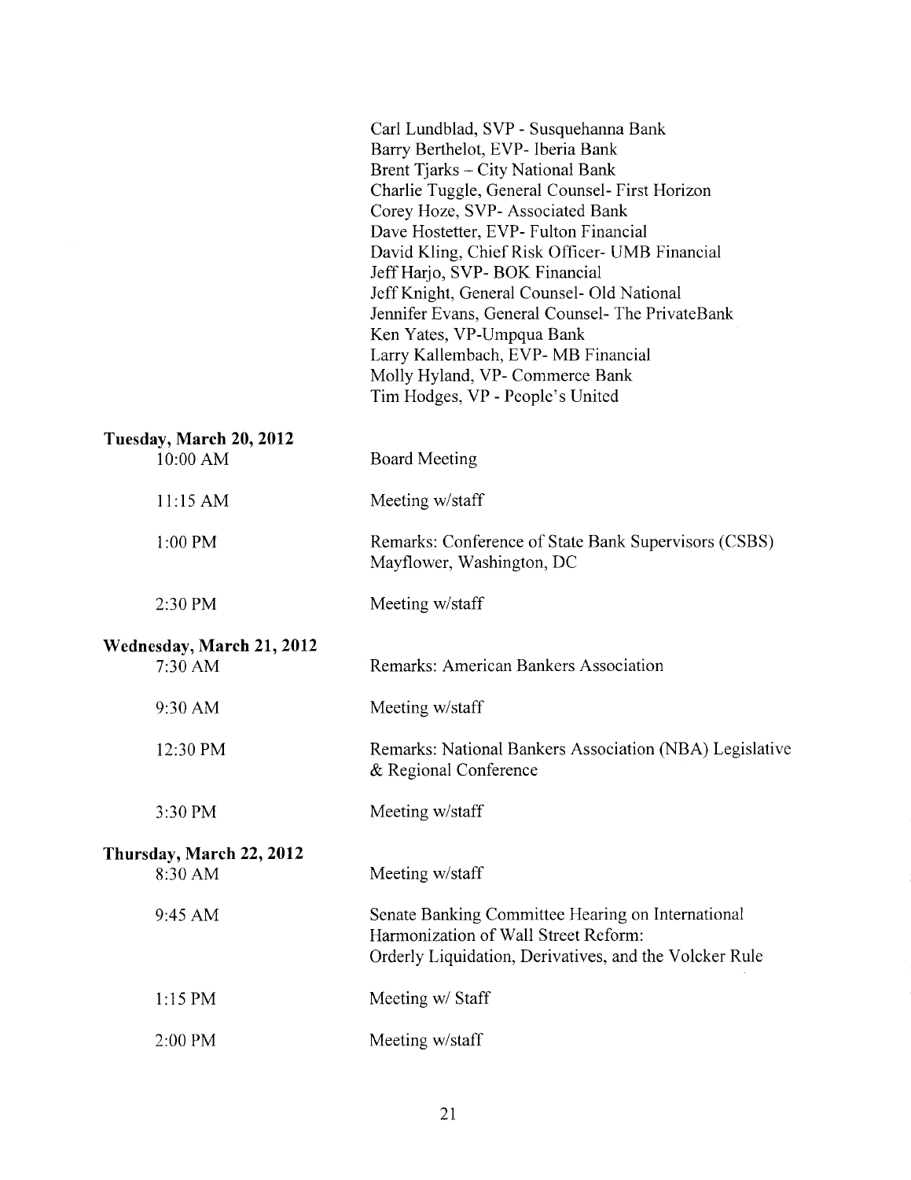Carl Lundblad, SVP - Susquehanna Bank
Barry Berthelot, EVP- Iberia Bank
Brent Tjarks – City National Bank
Charlie Tuggle, General Counsel- First Horizon
Corey Hoze, SVP- Associated Bank
Dave Hostetter, EVP- Fulton Financial
David Kling, Chief Risk Officer- UMB Financial
Jeff Harjo, SVP- BOK Financial
Jeff Knight, General Counsel- Old National
Jennifer Evans, General Counsel- The PrivateBank
Ken Yates, VP-Umpqua Bank
Larry Kallembach, EVP- MB Financial
Molly Hyland, VP- Commerce Bank
Tim Hodges, VP - People's United

**Tuesday, March 20, 2012**

| | |
|---|---|
| 10:00 AM | Board Meeting |
| 11:15 AM | Meeting w/staff |
| 1:00 PM | Remarks: Conference of State Bank Supervisors (CSBS) Mayflower, Washington, DC |
| 2:30 PM | Meeting w/staff |

**Wednesday, March 21, 2012**

| | |
|---|---|
| 7:30 AM | Remarks: American Bankers Association |
| 9:30 AM | Meeting w/staff |
| 12:30 PM | Remarks: National Bankers Association (NBA) Legislative & Regional Conference |
| 3:30 PM | Meeting w/staff |

**Thursday, March 22, 2012**

| | |
|---|---|
| 8:30 AM | Meeting w/staff |
| 9:45 AM | Senate Banking Committee Hearing on International Harmonization of Wall Street Reform: Orderly Liquidation, Derivatives, and the Volcker Rule |
| 1:15 PM | Meeting w/ Staff |
| 2:00 PM | Meeting w/staff |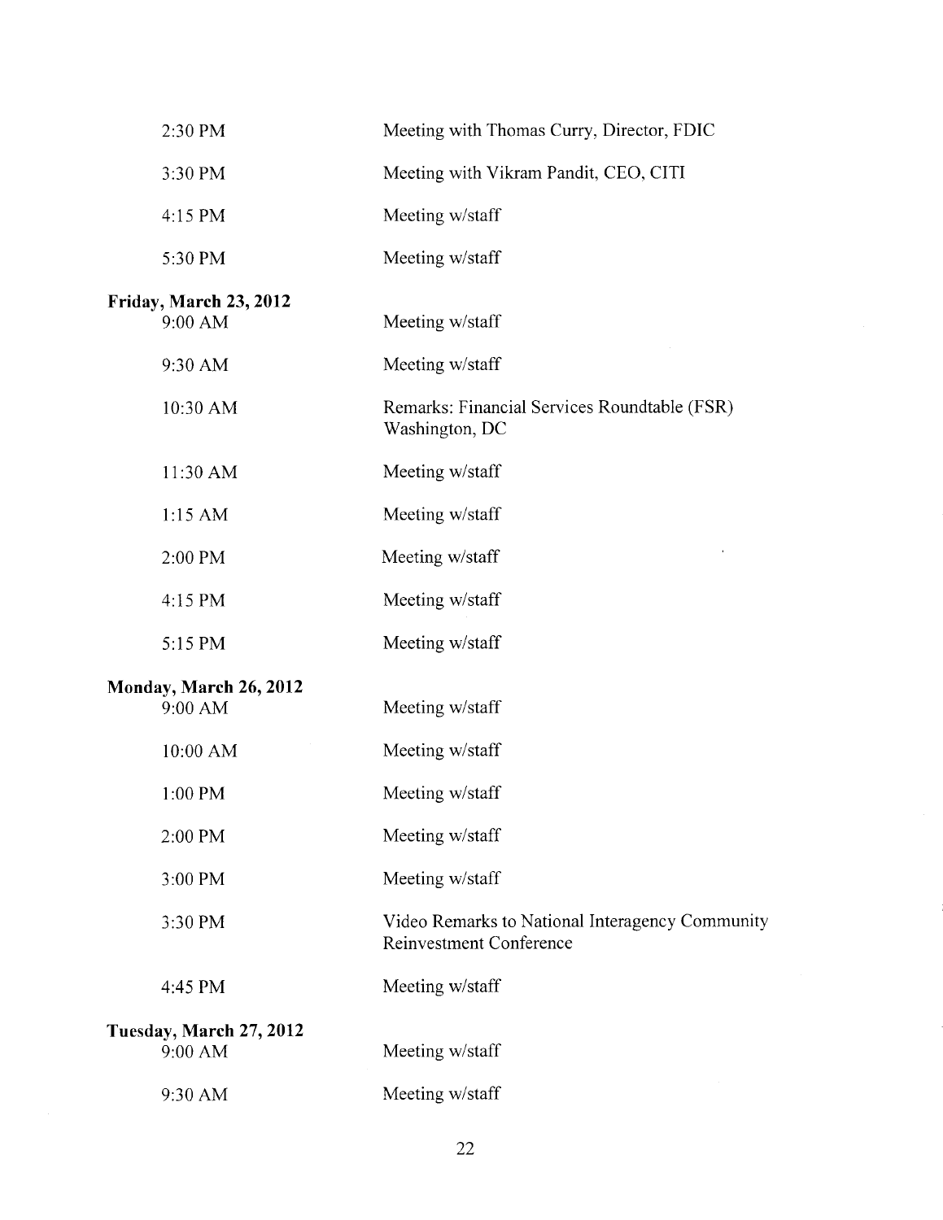| | |
|---|---|
| 2:30 PM | Meeting with Thomas Curry, Director, FDIC |
| 3:30 PM | Meeting with Vikram Pandit, CEO, CITI |
| 4:15 PM | Meeting w/staff |
| 5:30 PM | Meeting w/staff |

**Friday, March 23, 2012**

| | |
|---|---|
| 9:00 AM | Meeting w/staff |
| 9:30 AM | Meeting w/staff |
| 10:30 AM | Remarks: Financial Services Roundtable (FSR) Washington, DC |
| 11:30 AM | Meeting w/staff |
| 1:15 AM | Meeting w/staff |
| 2:00 PM | Meeting w/staff |
| 4:15 PM | Meeting w/staff |
| 5:15 PM | Meeting w/staff |

**Monday, March 26, 2012**

| | |
|---|---|
| 9:00 AM | Meeting w/staff |
| 10:00 AM | Meeting w/staff |
| 1:00 PM | Meeting w/staff |
| 2:00 PM | Meeting w/staff |
| 3:00 PM | Meeting w/staff |
| 3:30 PM | Video Remarks to National Interagency Community Reinvestment Conference |
| 4:45 PM | Meeting w/staff |

**Tuesday, March 27, 2012**

| | |
|---|---|
| 9:00 AM | Meeting w/staff |
| 9:30 AM | Meeting w/staff |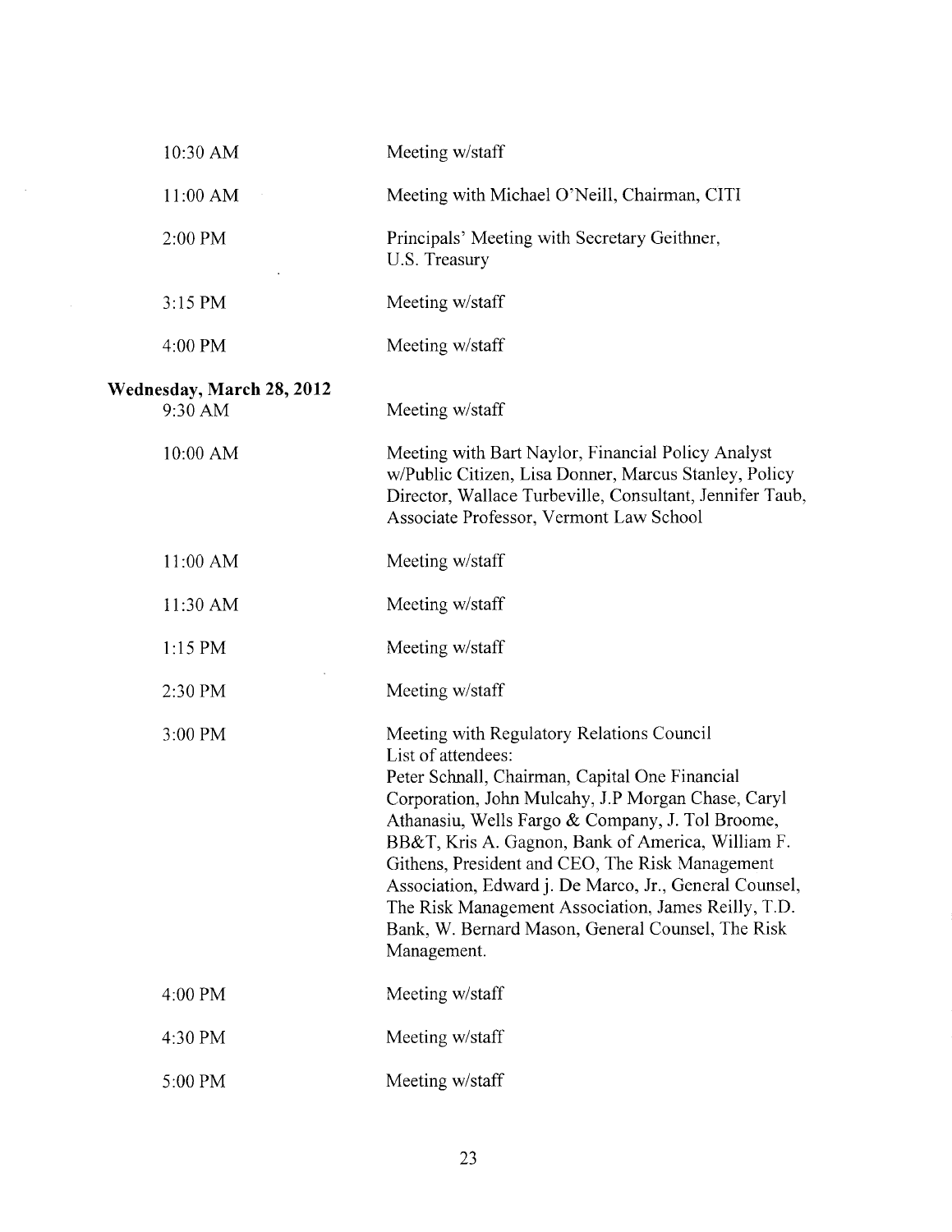| | |
|---|---|
| 10:30 AM | Meeting w/staff |
| 11:00 AM | Meeting with Michael O'Neill, Chairman, CITI |
| 2:00 PM | Principals' Meeting with Secretary Geithner, U.S. Treasury |
| 3:15 PM | Meeting w/staff |
| 4:00 PM | Meeting w/staff |

**Wednesday, March 28, 2012**

| | |
|---|---|
| 9:30 AM | Meeting w/staff |
| 10:00 AM | Meeting with Bart Naylor, Financial Policy Analyst w/Public Citizen, Lisa Donner, Marcus Stanley, Policy Director, Wallace Turbeville, Consultant, Jennifer Taub, Associate Professor, Vermont Law School |
| 11:00 AM | Meeting w/staff |
| 11:30 AM | Meeting w/staff |
| 1:15 PM | Meeting w/staff |
| 2:30 PM | Meeting w/staff |
| 3:00 PM | Meeting with Regulatory Relations Council<br>List of attendees:<br>Peter Schnall, Chairman, Capital One Financial Corporation, John Mulcahy, J.P Morgan Chase, Caryl Athanasiu, Wells Fargo & Company, J. Tol Broome, BB&T, Kris A. Gagnon, Bank of America, William F. Githens, President and CEO, The Risk Management Association, Edward j. De Marco, Jr., General Counsel, The Risk Management Association, James Reilly, T.D. Bank, W. Bernard Mason, General Counsel, The Risk Management. |
| 4:00 PM | Meeting w/staff |
| 4:30 PM | Meeting w/staff |
| 5:00 PM | Meeting w/staff |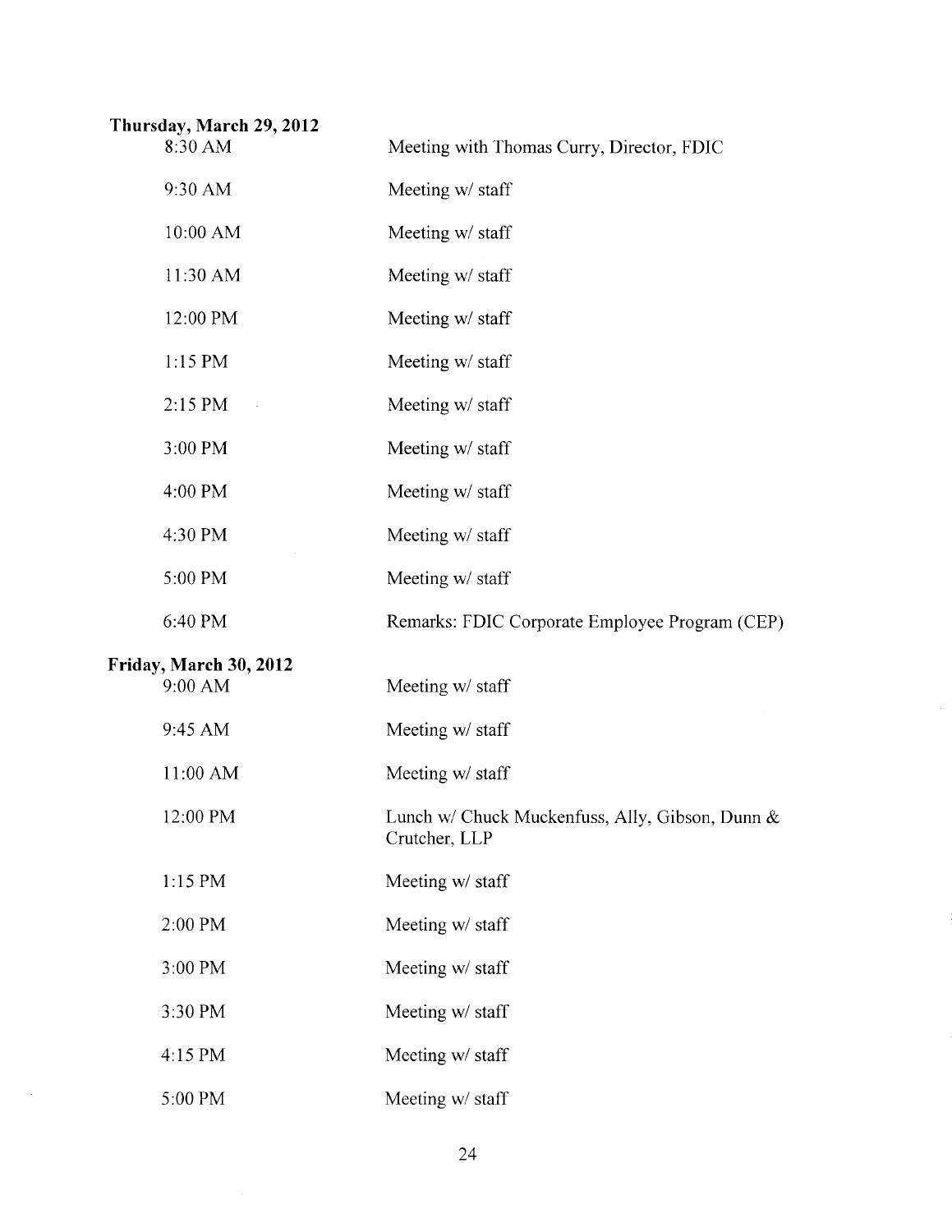**Thursday, March 29, 2012**

| | |
|---|---|
| 8:30 AM | Meeting with Thomas Curry, Director, FDIC |
| 9:30 AM | Meeting w/ staff |
| 10:00 AM | Meeting w/ staff |
| 11:30 AM | Meeting w/ staff |
| 12:00 PM | Meeting w/ staff |
| 1:15 PM | Meeting w/ staff |
| 2:15 PM | Meeting w/ staff |
| 3:00 PM | Meeting w/ staff |
| 4:00 PM | Meeting w/ staff |
| 4:30 PM | Meeting w/ staff |
| 5:00 PM | Meeting w/ staff |
| 6:40 PM | Remarks: FDIC Corporate Employee Program (CEP) |

**Friday, March 30, 2012**

| | |
|---|---|
| 9:00 AM | Meeting w/ staff |
| 9:45 AM | Meeting w/ staff |
| 11:00 AM | Meeting w/ staff |
| 12:00 PM | Lunch w/ Chuck Muckenfuss, Ally, Gibson, Dunn & Crutcher, LLP |
| 1:15 PM | Meeting w/ staff |
| 2:00 PM | Meeting w/ staff |
| 3:00 PM | Meeting w/ staff |
| 3:30 PM | Meeting w/ staff |
| 4:15 PM | Meeting w/ staff |
| 5:00 PM | Meeting w/ staff |